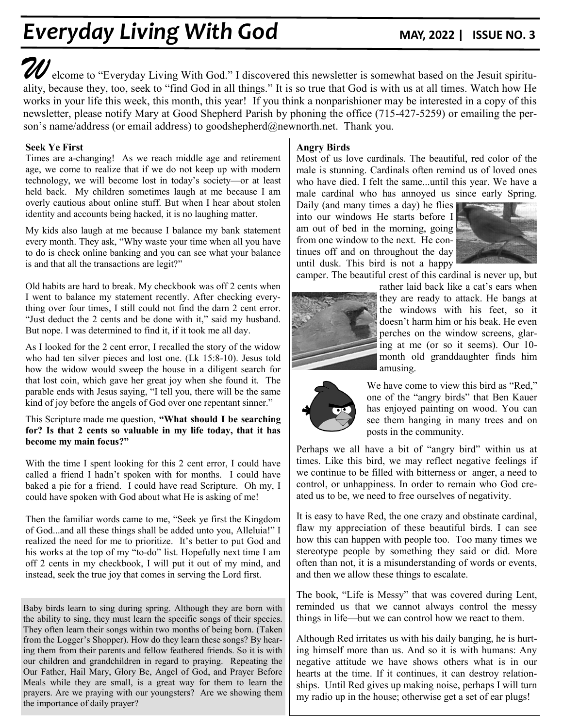// Everyday Living With God

MAY, 2022 | ISSUE NO. 3

Welcome to "Everyday Living With God." I discovered this newsletter is somewhat based on the Jesuit spirituality, because they, too, seek to "find God in all things." It is so true that God is with us at all times. Watch how He works in your life this week, this month, this year! If you think a nonparishioner may be interested in a copy of this newsletter, please notify Mary at Good Shepherd Parish by phoning the office (715-427-5259) or emailing the person's name/address (or email address) to goodshepherd@newnorth.net. Thank you.

## Seek Ye First

Times are a-changing! As we reach middle age and retirement age, we come to realize that if we do not keep up with modern technology, we will become lost in today's society—or at least held back. My children sometimes laugh at me because I am overly cautious about online stuff. But when I hear about stolen identity and accounts being hacked, it is no laughing matter.

My kids also laugh at me because I balance my bank statement every month. They ask, "Why waste your time when all you have to do is check online banking and you can see what your balance is and that all the transactions are legit?"

Old habits are hard to break. My checkbook was off 2 cents when I went to balance my statement recently. After checking everything over four times, I still could not find the darn 2 cent error. "Just deduct the 2 cents and be done with it," said my husband. But nope. I was determined to find it, if it took me all day.

As I looked for the 2 cent error, I recalled the story of the widow who had ten silver pieces and lost one. (Lk 15:8-10). Jesus told how the widow would sweep the house in a diligent search for that lost coin, which gave her great joy when she found it. The parable ends with Jesus saying, "I tell you, there will be the same kind of joy before the angels of God over one repentant sinner."

This Scripture made me question, **"What should I be searching for? Is that 2 cents so valuable in my life today, that it has become my main focus?"**

With the time I spent looking for this 2 cent error, I could have called a friend I hadn't spoken with for months. I could have baked a pie for a friend. I could have read Scripture. Oh my, I could have spoken with God about what He is asking of me!

Then the familiar words came to me, "Seek ye first the Kingdom of God...and all these things shall be added unto you, Alleluia!" I realized the need for me to prioritize. It's better to put God and his works at the top of my "to-do" list. Hopefully next time I am off 2 cents in my checkbook, I will put it out of my mind, and instead, seek the true joy that comes in serving the Lord first.

Baby birds learn to sing during spring. Although they are born with the ability to sing, they must learn the specific songs of their species. They often learn their songs within two months of being born. (Taken from the Logger's Shopper). How do they learn these songs? By hearing them from their parents and fellow feathered friends. So it is with our children and grandchildren in regard to praying. Repeating the Our Father, Hail Mary, Glory Be, Angel of God, and Prayer Before Meals while they are small, is a great way for them to learn the prayers. Are we praying with our youngsters? Are we showing them the importance of daily prayer?

## Angry Birds

Most of us love cardinals. The beautiful, red color of the male is stunning. Cardinals often remind us of loved ones who have died. I felt the same...until this year. We have a male cardinal who has annoyed us since early Spring. Daily (and many times a day) he flies into our windows He starts before I am out of bed in the morning, going from one window to the next. He continues off and on throughout the day until dusk. This bird is not a happy camper. The beautiful crest of this cardinal is never up, but rather laid back like a cat's ears when they are ready to attack. He bangs at the windows with his feet, so it doesn't harm him or his beak. He even perches on the window screens, glaring at me (or so it seems). Our 10-month old granddaughter finds him amusing.

We have come to view this bird as "Red," one of the "angry birds" that Ben Kauer has enjoyed painting on wood. You can see them hanging in many trees and on posts in the community.

Perhaps we all have a bit of "angry bird" within us at times. Like this bird, we may reflect negative feelings if we continue to be filled with bitterness or anger, a need to control, or unhappiness. In order to remain who God created us to be, we need to free ourselves of negativity.

It is easy to have Red, the one crazy and obstinate cardinal, flaw my appreciation of these beautiful birds. I can see how this can happen with people too. Too many times we stereotype people by something they said or did. More often than not, it is a misunderstanding of words or events, and then we allow these things to escalate.

The book, "Life is Messy" that was covered during Lent, reminded us that we cannot always control the messy things in life—but we can control how we react to them.

Although Red irritates us with his daily banging, he is hurting himself more than us. And so it is with humans: Any negative attitude we have shows others what is in our hearts at the time. If it continues, it can destroy relationships. Until Red gives up making noise, perhaps I will turn my radio up in the house; otherwise get a set of ear plugs!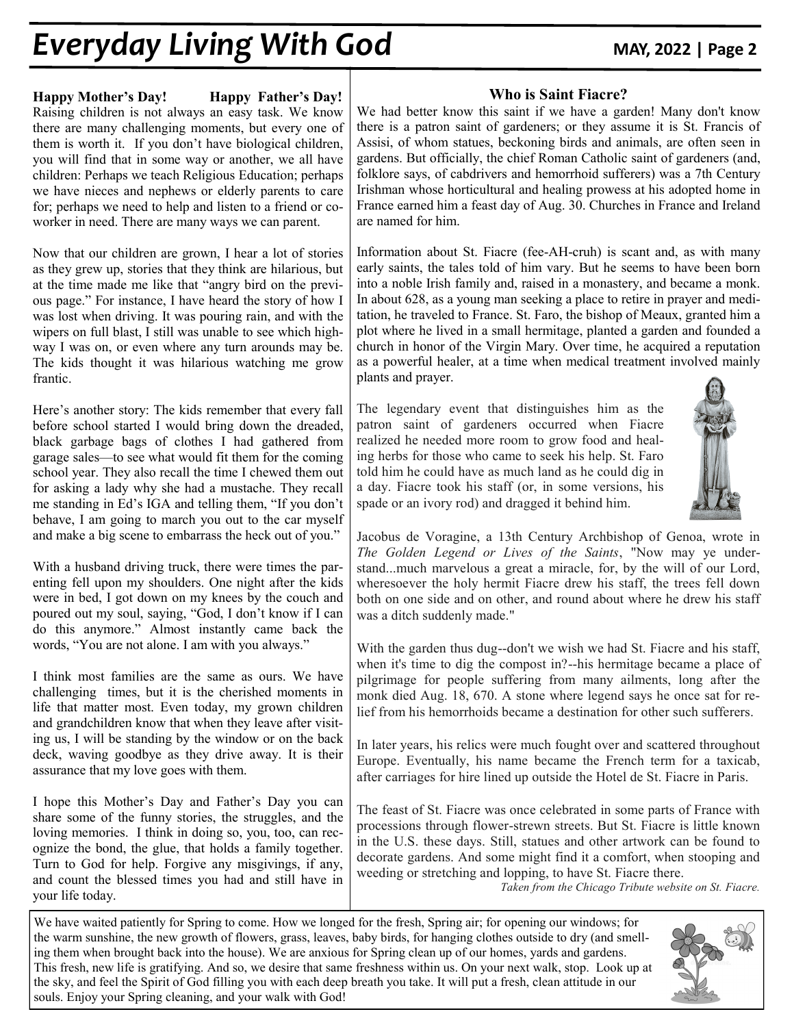# Everyday Living With God

**Happy Mother's Day! Happy Father's Day!**

Raising children is not always an easy task. We know there are many challenging moments, but every one of them is worth it. If you don't have biological children, you will find that in some way or another, we all have children: Perhaps we teach Religious Education; perhaps we have nieces and nephews or elderly parents to care for; perhaps we need to help and listen to a friend or co-worker in need. There are many ways we can parent.

Now that our children are grown, I hear a lot of stories as they grew up, stories that they think are hilarious, but at the time made me like that "angry bird on the previous page." For instance, I have heard the story of how I was lost when driving. It was pouring rain, and with the wipers on full blast, I still was unable to see which highway I was on, or even where any turn arounds may be. The kids thought it was hilarious watching me grow frantic.

Here's another story: The kids remember that every fall before school started I would bring down the dreaded, black garbage bags of clothes I had gathered from garage sales—to see what would fit them for the coming school year. They also recall the time I chewed them out for asking a lady why she had a mustache. They recall me standing in Ed's IGA and telling them, "If you don't behave, I am going to march you out to the car myself and make a big scene to embarrass the heck out of you."

With a husband driving truck, there were times the parenting fell upon my shoulders. One night after the kids were in bed, I got down on my knees by the couch and poured out my soul, saying, "God, I don't know if I can do this anymore." Almost instantly came back the words, "You are not alone. I am with you always."

I think most families are the same as ours. We have challenging times, but it is the cherished moments in life that matter most. Even today, my grown children and grandchildren know that when they leave after visiting us, I will be standing by the window or on the back deck, waving goodbye as they drive away. It is their assurance that my love goes with them.

I hope this Mother's Day and Father's Day you can share some of the funny stories, the struggles, and the loving memories. I think in doing so, you, too, can recognize the bond, the glue, that holds a family together. Turn to God for help. Forgive any misgivings, if any, and count the blessed times you had and still have in your life today.

## Who is Saint Fiacre?

We had better know this saint if we have a garden! Many don't know there is a patron saint of gardeners; or they assume it is St. Francis of Assisi, of whom statues, beckoning birds and animals, are often seen in gardens. But officially, the chief Roman Catholic saint of gardeners (and, folklore says, of cabdrivers and hemorrhoid sufferers) was a 7th Century Irishman whose horticultural and healing prowess at his adopted home in France earned him a feast day of Aug. 30. Churches in France and Ireland are named for him.

Information about St. Fiacre (fee-AH-cruh) is scant and, as with many early saints, the tales told of him vary. But he seems to have been born into a noble Irish family and, raised in a monastery, and became a monk. In about 628, as a young man seeking a place to retire in prayer and meditation, he traveled to France. St. Faro, the bishop of Meaux, granted him a plot where he lived in a small hermitage, planted a garden and founded a church in honor of the Virgin Mary. Over time, he acquired a reputation as a powerful healer, at a time when medical treatment involved mainly plants and prayer.

The legendary event that distinguishes him as the patron saint of gardeners occurred when Fiacre realized he needed more room to grow food and healing herbs for those who came to seek his help. St. Faro told him he could have as much land as he could dig in a day. Fiacre took his staff (or, in some versions, his spade or an ivory rod) and dragged it behind him.

Jacobus de Voragine, a 13th Century Archbishop of Genoa, wrote in *The Golden Legend or Lives of the Saints*, "Now may ye understand...much marvelous a great a miracle, for, by the will of our Lord, wheresoever the holy hermit Fiacre drew his staff, the trees fell down both on one side and on other, and round about where he drew his staff was a ditch suddenly made."

With the garden thus dug--don't we wish we had St. Fiacre and his staff, when it's time to dig the compost in?--his hermitage became a place of pilgrimage for people suffering from many ailments, long after the monk died Aug. 18, 670. A stone where legend says he once sat for relief from his hemorrhoids became a destination for other such sufferers.

In later years, his relics were much fought over and scattered throughout Europe. Eventually, his name became the French term for a taxicab, after carriages for hire lined up outside the Hotel de St. Fiacre in Paris.

The feast of St. Fiacre was once celebrated in some parts of France with processions through flower-strewn streets. But St. Fiacre is little known in the U.S. these days. Still, statues and other artwork can be found to decorate gardens. And some might find it a comfort, when stooping and weeding or stretching and lopping, to have St. Fiacre there.

*Taken from the Chicago Tribute website on St. Fiacre.*

We have waited patiently for Spring to come. How we longed for the fresh, Spring air; for opening our windows; for the warm sunshine, the new growth of flowers, grass, leaves, baby birds, for hanging clothes outside to dry (and smelling them when brought back into the house). We are anxious for Spring clean up of our homes, yards and gardens. This fresh, new life is gratifying. And so, we desire that same freshness within us. On your next walk, stop. Look up at the sky, and feel the Spirit of God filling you with each deep breath you take. It will put a fresh, clean attitude in our souls. Enjoy your Spring cleaning, and your walk with God!